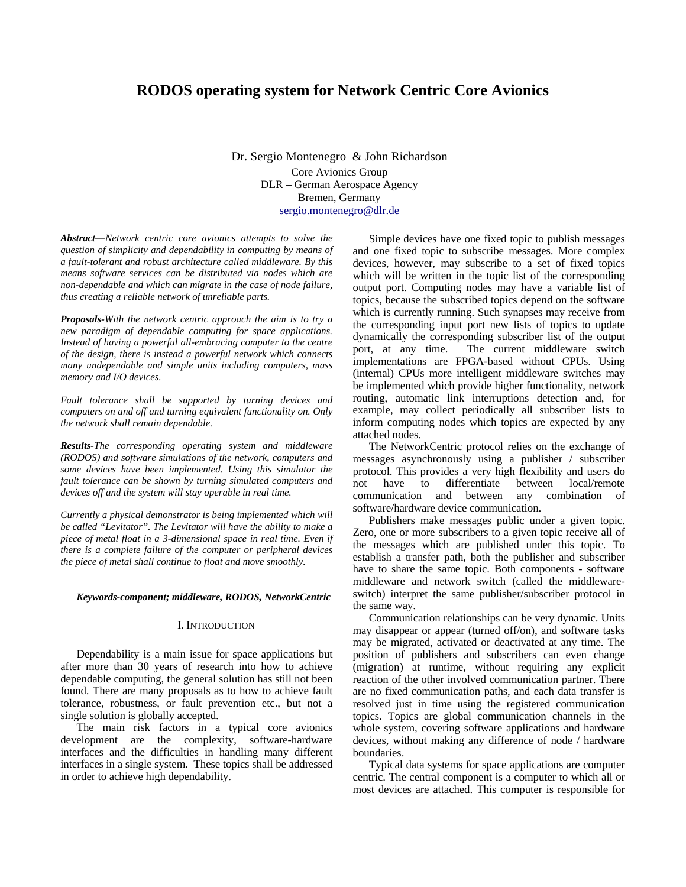# RODOS operating system for Network Centric Core Avionics

Dr. Sergio Montenegro & John Richardson
Core Avionics Group
DLR – German Aerospace Agency
Bremen, Germany
sergio.montenegro@dlr.de

***Abstract—****Network centric core avionics attempts to solve the question of simplicity and dependability in computing by means of a fault-tolerant and robust architecture called middleware. By this means software services can be distributed via nodes which are non-dependable and which can migrate in the case of node failure, thus creating a reliable network of unreliable parts.*

***Proposals-****With the network centric approach the aim is to try a new paradigm of dependable computing for space applications. Instead of having a powerful all-embracing computer to the centre of the design, there is instead a powerful network which connects many undependable and simple units including computers, mass memory and I/O devices.*

*Fault tolerance shall be supported by turning devices and computers on and off and turning equivalent functionality on. Only the network shall remain dependable.*

***Results-****The corresponding operating system and middleware (RODOS) and software simulations of the network, computers and some devices have been implemented. Using this simulator the fault tolerance can be shown by turning simulated computers and devices off and the system will stay operable in real time.*

*Currently a physical demonstrator is being implemented which will be called "Levitator". The Levitator will have the ability to make a piece of metal float in a 3-dimensional space in real time. Even if there is a complete failure of the computer or peripheral devices the piece of metal shall continue to float and move smoothly.*

***Keywords-component; middleware, RODOS, NetworkCentric***

## I. Introduction

Dependability is a main issue for space applications but after more than 30 years of research into how to achieve dependable computing, the general solution has still not been found. There are many proposals as to how to achieve fault tolerance, robustness, or fault prevention etc., but not a single solution is globally accepted.

The main risk factors in a typical core avionics development are the complexity, software-hardware interfaces and the difficulties in handling many different interfaces in a single system. These topics shall be addressed in order to achieve high dependability.

Simple devices have one fixed topic to publish messages and one fixed topic to subscribe messages. More complex devices, however, may subscribe to a set of fixed topics which will be written in the topic list of the corresponding output port. Computing nodes may have a variable list of topics, because the subscribed topics depend on the software which is currently running. Such synapses may receive from the corresponding input port new lists of topics to update dynamically the corresponding subscriber list of the output port, at any time. The current middleware switch implementations are FPGA-based without CPUs. Using (internal) CPUs more intelligent middleware switches may be implemented which provide higher functionality, network routing, automatic link interruptions detection and, for example, may collect periodically all subscriber lists to inform computing nodes which topics are expected by any attached nodes.

The NetworkCentric protocol relies on the exchange of messages asynchronously using a publisher / subscriber protocol. This provides a very high flexibility and users do not have to differentiate between local/remote communication and between any combination of software/hardware device communication.

Publishers make messages public under a given topic. Zero, one or more subscribers to a given topic receive all of the messages which are published under this topic. To establish a transfer path, both the publisher and subscriber have to share the same topic. Both components - software middleware and network switch (called the middleware-switch) interpret the same publisher/subscriber protocol in the same way.

Communication relationships can be very dynamic. Units may disappear or appear (turned off/on), and software tasks may be migrated, activated or deactivated at any time. The position of publishers and subscribers can even change (migration) at runtime, without requiring any explicit reaction of the other involved communication partner. There are no fixed communication paths, and each data transfer is resolved just in time using the registered communication topics. Topics are global communication channels in the whole system, covering software applications and hardware devices, without making any difference of node / hardware boundaries.

Typical data systems for space applications are computer centric. The central component is a computer to which all or most devices are attached. This computer is responsible for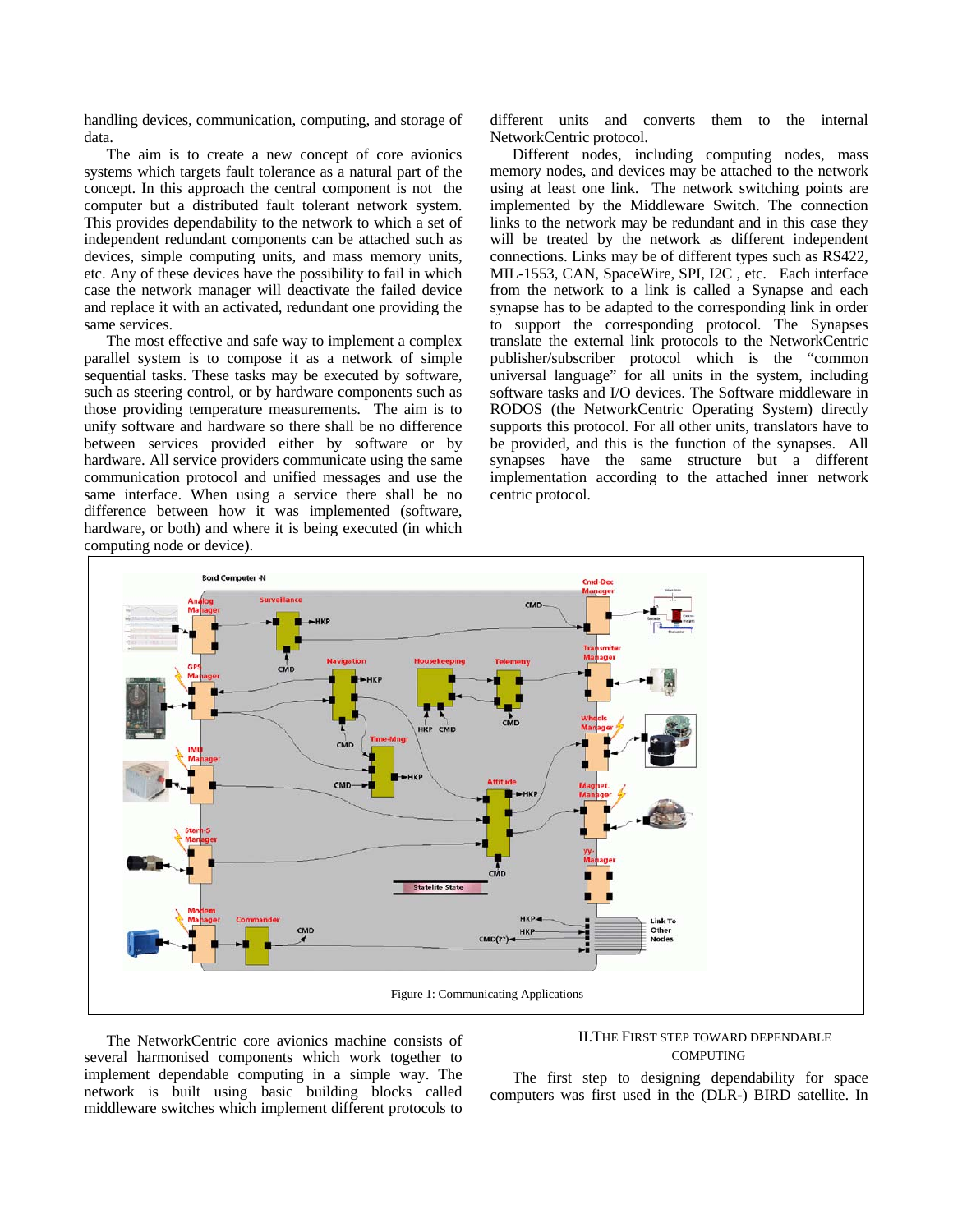handling devices, communication, computing, and storage of data.

The aim is to create a new concept of core avionics systems which targets fault tolerance as a natural part of the concept. In this approach the central component is not the computer but a distributed fault tolerant network system. This provides dependability to the network to which a set of independent redundant components can be attached such as devices, simple computing units, and mass memory units, etc. Any of these devices have the possibility to fail in which case the network manager will deactivate the failed device and replace it with an activated, redundant one providing the same services.

The most effective and safe way to implement a complex parallel system is to compose it as a network of simple sequential tasks. These tasks may be executed by software, such as steering control, or by hardware components such as those providing temperature measurements. The aim is to unify software and hardware so there shall be no difference between services provided either by software or by hardware. All service providers communicate using the same communication protocol and unified messages and use the same interface. When using a service there shall be no difference between how it was implemented (software, hardware, or both) and where it is being executed (in which computing node or device).

different units and converts them to the internal NetworkCentric protocol.

Different nodes, including computing nodes, mass memory nodes, and devices may be attached to the network using at least one link. The network switching points are implemented by the Middleware Switch. The connection links to the network may be redundant and in this case they will be treated by the network as different independent connections. Links may be of different types such as RS422, MIL-1553, CAN, SpaceWire, SPI, I2C , etc. Each interface from the network to a link is called a Synapse and each synapse has to be adapted to the corresponding link in order to support the corresponding protocol. The Synapses translate the external link protocols to the NetworkCentric publisher/subscriber protocol which is the "common universal language" for all units in the system, including software tasks and I/O devices. The Software middleware in RODOS (the NetworkCentric Operating System) directly supports this protocol. For all other units, translators have to be provided, and this is the function of the synapses. All synapses have the same structure but a different implementation according to the attached inner network centric protocol.

Figure 1: Communicating Applications

The NetworkCentric core avionics machine consists of several harmonised components which work together to implement dependable computing in a simple way. The network is built using basic building blocks called middleware switches which implement different protocols to

## II. The First Step toward Dependable Computing

The first step to designing dependability for space computers was first used in the (DLR-) BIRD satellite. In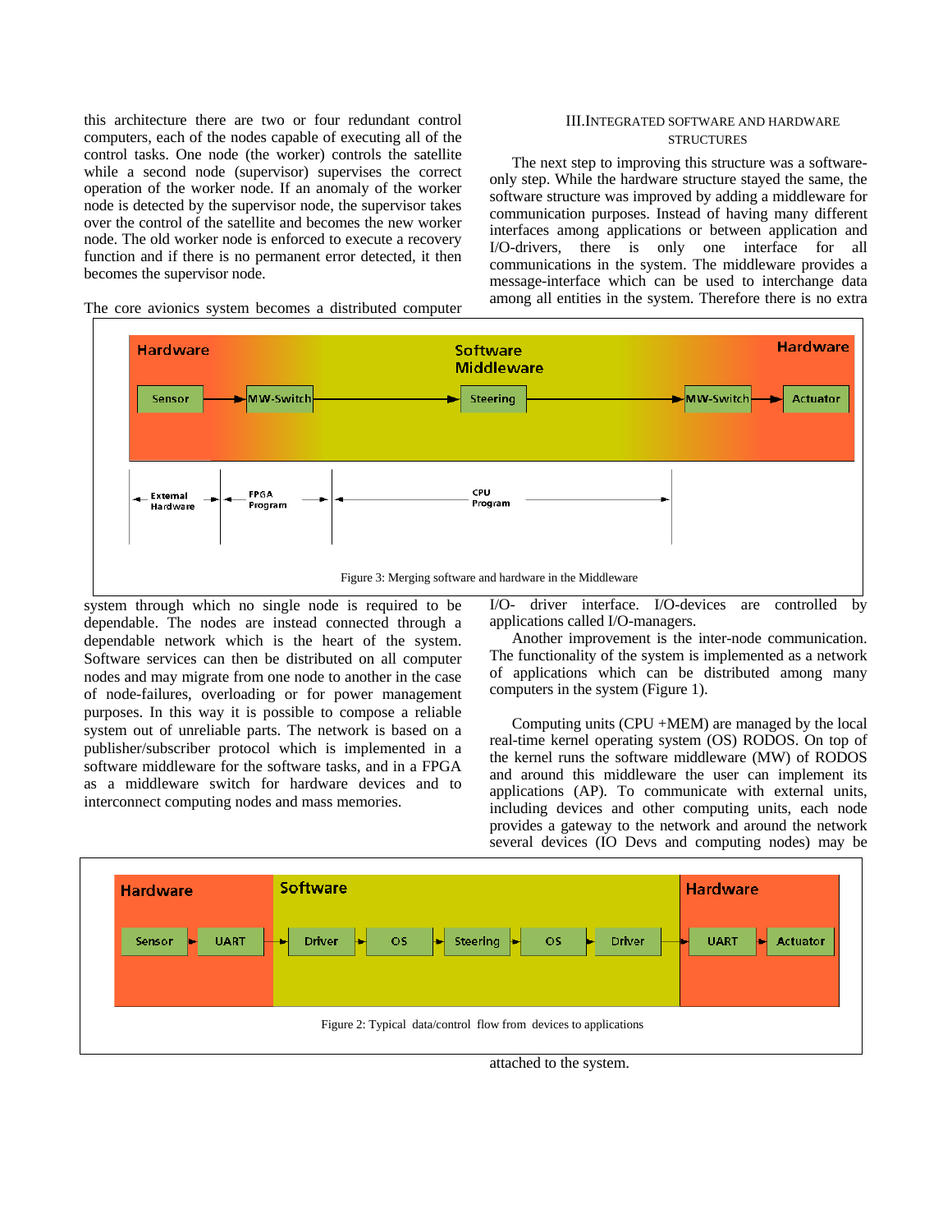this architecture there are two or four redundant control computers, each of the nodes capable of executing all of the control tasks. One node (the worker) controls the satellite while a second node (supervisor) supervises the correct operation of the worker node. If an anomaly of the worker node is detected by the supervisor node, the supervisor takes over the control of the satellite and becomes the new worker node. The old worker node is enforced to execute a recovery function and if there is no permanent error detected, it then becomes the supervisor node.

The core avionics system becomes a distributed computer system through which no single node is required to be dependable. The nodes are instead connected through a dependable network which is the heart of the system. Software services can then be distributed on all computer nodes and may migrate from one node to another in the case of node-failures, overloading or for power management purposes. In this way it is possible to compose a reliable system out of unreliable parts. The network is based on a publisher/subscriber protocol which is implemented in a software middleware for the software tasks, and in a FPGA as a middleware switch for hardware devices and to interconnect computing nodes and mass memories.

## III. INTEGRATED SOFTWARE AND HARDWARE STRUCTURES

The next step to improving this structure was a software-only step. While the hardware structure stayed the same, the software structure was improved by adding a middleware for communication purposes. Instead of having many different interfaces among applications or between application and I/O-drivers, there is only one interface for all communications in the system. The middleware provides a message-interface which can be used to interchange data among all entities in the system. Therefore there is no extra I/O- driver interface. I/O-devices are controlled by applications called I/O-managers.

Hardware

Software
Middleware

Hardware

Sensor → MW-Switch → Steering → MW-Switch → Actuator

External Hardware

FPGA Program

CPU Program

Figure 3: Merging software and hardware in the Middleware

Another improvement is the inter-node communication. The functionality of the system is implemented as a network of applications which can be distributed among many computers in the system (Figure 1).

Computing units (CPU +MEM) are managed by the local real-time kernel operating system (OS) RODOS. On top of the kernel runs the software middleware (MW) of RODOS and around this middleware the user can implement its applications (AP). To communicate with external units, including devices and other computing units, each node provides a gateway to the network and around the network several devices (IO Devs and computing nodes) may be attached to the system.

Hardware

Software

Hardware

Sensor → UART → Driver → OS → Steering → OS → Driver → UART → Actuator

Figure 2: Typical data/control flow from devices to applications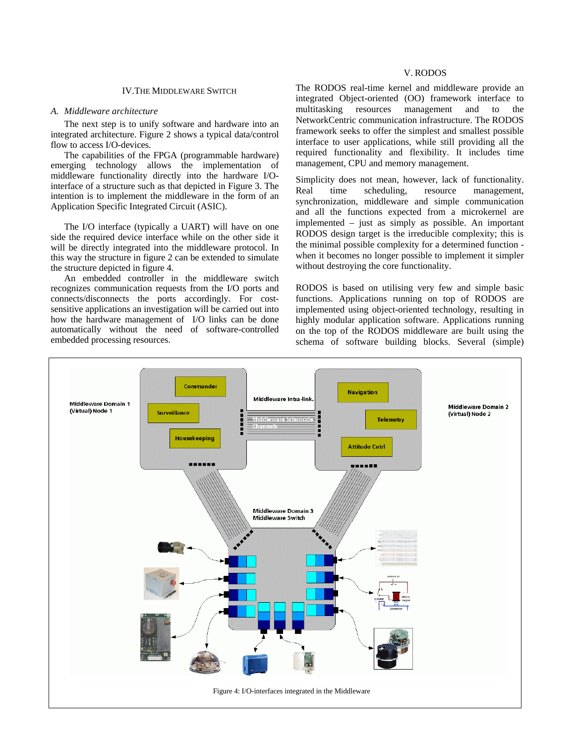## IV. The Middleware Switch

### A. *Middleware architecture*

The next step is to unify software and hardware into an integrated architecture. Figure 2 shows a typical data/control flow to access I/O-devices.

The capabilities of the FPGA (programmable hardware) emerging technology allows the implementation of middleware functionality directly into the hardware I/O-interface of a structure such as that depicted in Figure 3. The intention is to implement the middleware in the form of an Application Specific Integrated Circuit (ASIC).

The I/O interface (typically a UART) will have on one side the required device interface while on the other side it will be directly integrated into the middleware protocol. In this way the structure in figure 2 can be extended to simulate the structure depicted in figure 4.

An embedded controller in the middleware switch recognizes communication requests from the I/O ports and connects/disconnects the ports accordingly. For cost-sensitive applications an investigation will be carried out into how the hardware management of I/O links can be done automatically without the need of software-controlled embedded processing resources.

## V. RODOS

The RODOS real-time kernel and middleware provide an integrated Object-oriented (OO) framework interface to multitasking resources management and to the NetworkCentric communication infrastructure. The RODOS framework seeks to offer the simplest and smallest possible interface to user applications, while still providing all the required functionality and flexibility. It includes time management, CPU and memory management.

Simplicity does not mean, however, lack of functionality. Real time scheduling, resource management, synchronization, middleware and simple communication and all the functions expected from a microkernel are implemented – just as simply as possible. An important RODOS design target is the irreducible complexity; this is the minimal possible complexity for a determined function - when it becomes no longer possible to implement it simpler without destroying the core functionality.

RODOS is based on utilising very few and simple basic functions. Applications running on top of RODOS are implemented using object-oriented technology, resulting in highly modular application software. Applications running on the top of the RODOS middleware are built using the schema of software building blocks. Several (simple)

Figure 4: I/O-interfaces integrated in the Middleware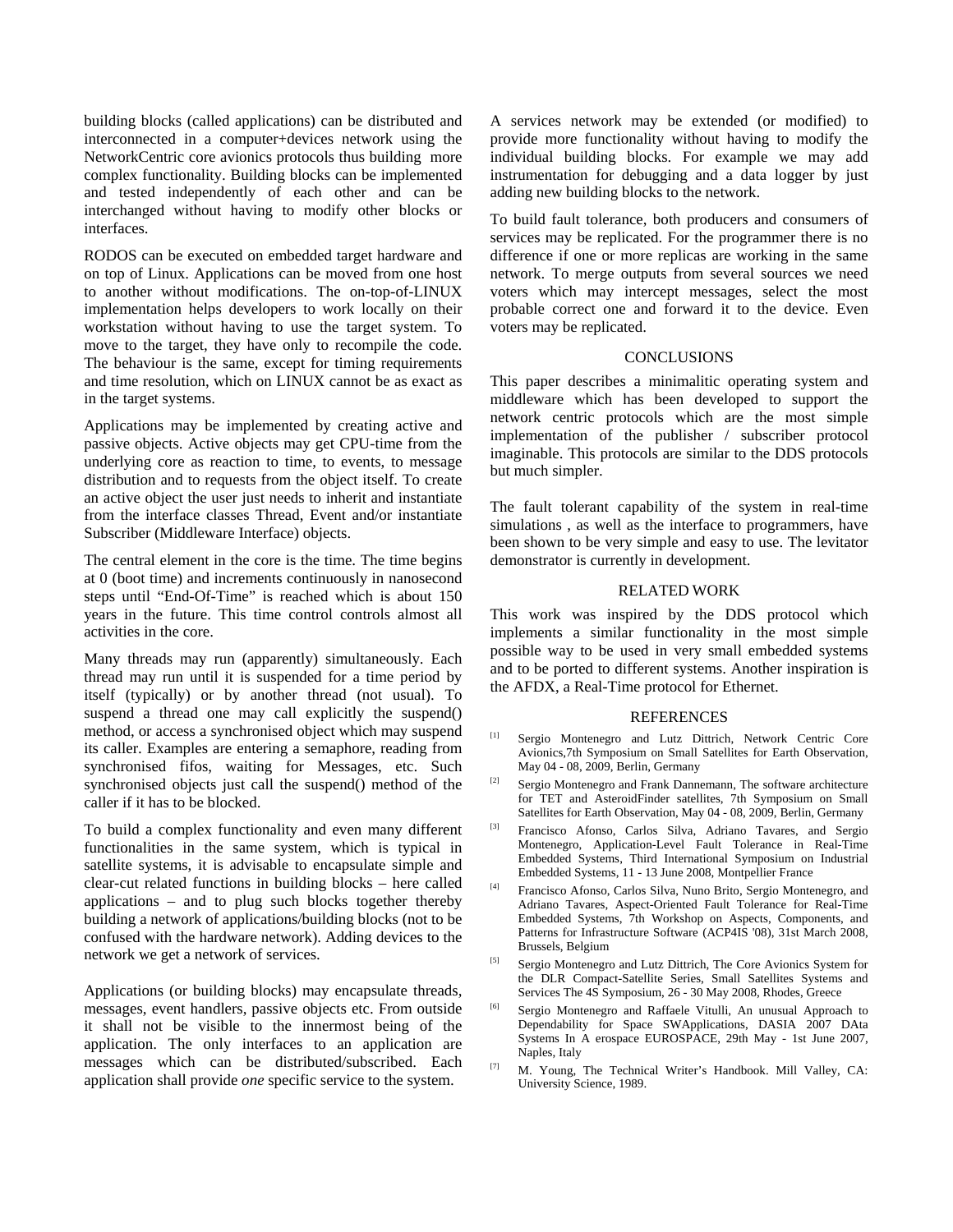building blocks (called applications) can be distributed and interconnected in a computer+devices network using the NetworkCentric core avionics protocols thus building more complex functionality. Building blocks can be implemented and tested independently of each other and can be interchanged without having to modify other blocks or interfaces.

RODOS can be executed on embedded target hardware and on top of Linux. Applications can be moved from one host to another without modifications. The on-top-of-LINUX implementation helps developers to work locally on their workstation without having to use the target system. To move to the target, they have only to recompile the code. The behaviour is the same, except for timing requirements and time resolution, which on LINUX cannot be as exact as in the target systems.

Applications may be implemented by creating active and passive objects. Active objects may get CPU-time from the underlying core as reaction to time, to events, to message distribution and to requests from the object itself. To create an active object the user just needs to inherit and instantiate from the interface classes Thread, Event and/or instantiate Subscriber (Middleware Interface) objects.

The central element in the core is the time. The time begins at 0 (boot time) and increments continuously in nanosecond steps until "End-Of-Time" is reached which is about 150 years in the future. This time control controls almost all activities in the core.

Many threads may run (apparently) simultaneously. Each thread may run until it is suspended for a time period by itself (typically) or by another thread (not usual). To suspend a thread one may call explicitly the suspend() method, or access a synchronised object which may suspend its caller. Examples are entering a semaphore, reading from synchronised fifos, waiting for Messages, etc. Such synchronised objects just call the suspend() method of the caller if it has to be blocked.

To build a complex functionality and even many different functionalities in the same system, which is typical in satellite systems, it is advisable to encapsulate simple and clear-cut related functions in building blocks – here called applications – and to plug such blocks together thereby building a network of applications/building blocks (not to be confused with the hardware network). Adding devices to the network we get a network of services.

Applications (or building blocks) may encapsulate threads, messages, event handlers, passive objects etc. From outside it shall not be visible to the innermost being of the application. The only interfaces to an application are messages which can be distributed/subscribed. Each application shall provide *one* specific service to the system.

A services network may be extended (or modified) to provide more functionality without having to modify the individual building blocks. For example we may add instrumentation for debugging and a data logger by just adding new building blocks to the network.

To build fault tolerance, both producers and consumers of services may be replicated. For the programmer there is no difference if one or more replicas are working in the same network. To merge outputs from several sources we need voters which may intercept messages, select the most probable correct one and forward it to the device. Even voters may be replicated.

## CONCLUSIONS

This paper describes a minimalitic operating system and middleware which has been developed to support the network centric protocols which are the most simple implementation of the publisher / subscriber protocol imaginable. This protocols are similar to the DDS protocols but much simpler.

The fault tolerant capability of the system in real-time simulations , as well as the interface to programmers, have been shown to be very simple and easy to use. The levitator demonstrator is currently in development.

## RELATED WORK

This work was inspired by the DDS protocol which implements a similar functionality in the most simple possible way to be used in very small embedded systems and to be ported to different systems. Another inspiration is the AFDX, a Real-Time protocol for Ethernet.

## REFERENCES

[1] Sergio Montenegro and Lutz Dittrich, Network Centric Core Avionics,7th Symposium on Small Satellites for Earth Observation, May 04 - 08, 2009, Berlin, Germany

[2] Sergio Montenegro and Frank Dannemann, The software architecture for TET and AsteroidFinder satellites, 7th Symposium on Small Satellites for Earth Observation, May 04 - 08, 2009, Berlin, Germany

[3] Francisco Afonso, Carlos Silva, Adriano Tavares, and Sergio Montenegro, Application-Level Fault Tolerance in Real-Time Embedded Systems, Third International Symposium on Industrial Embedded Systems, 11 - 13 June 2008, Montpellier France

[4] Francisco Afonso, Carlos Silva, Nuno Brito, Sergio Montenegro, and Adriano Tavares, Aspect-Oriented Fault Tolerance for Real-Time Embedded Systems, 7th Workshop on Aspects, Components, and Patterns for Infrastructure Software (ACP4IS '08), 31st March 2008, Brussels, Belgium

[5] Sergio Montenegro and Lutz Dittrich, The Core Avionics System for the DLR Compact-Satellite Series, Small Satellites Systems and Services The 4S Symposium, 26 - 30 May 2008, Rhodes, Greece

[6] Sergio Montenegro and Raffaele Vitulli, An unusual Approach to Dependability for Space SWApplications, DASIA 2007 DAta Systems In A erospace EUROSPACE, 29th May - 1st June 2007, Naples, Italy

[7] M. Young, The Technical Writer's Handbook. Mill Valley, CA: University Science, 1989.